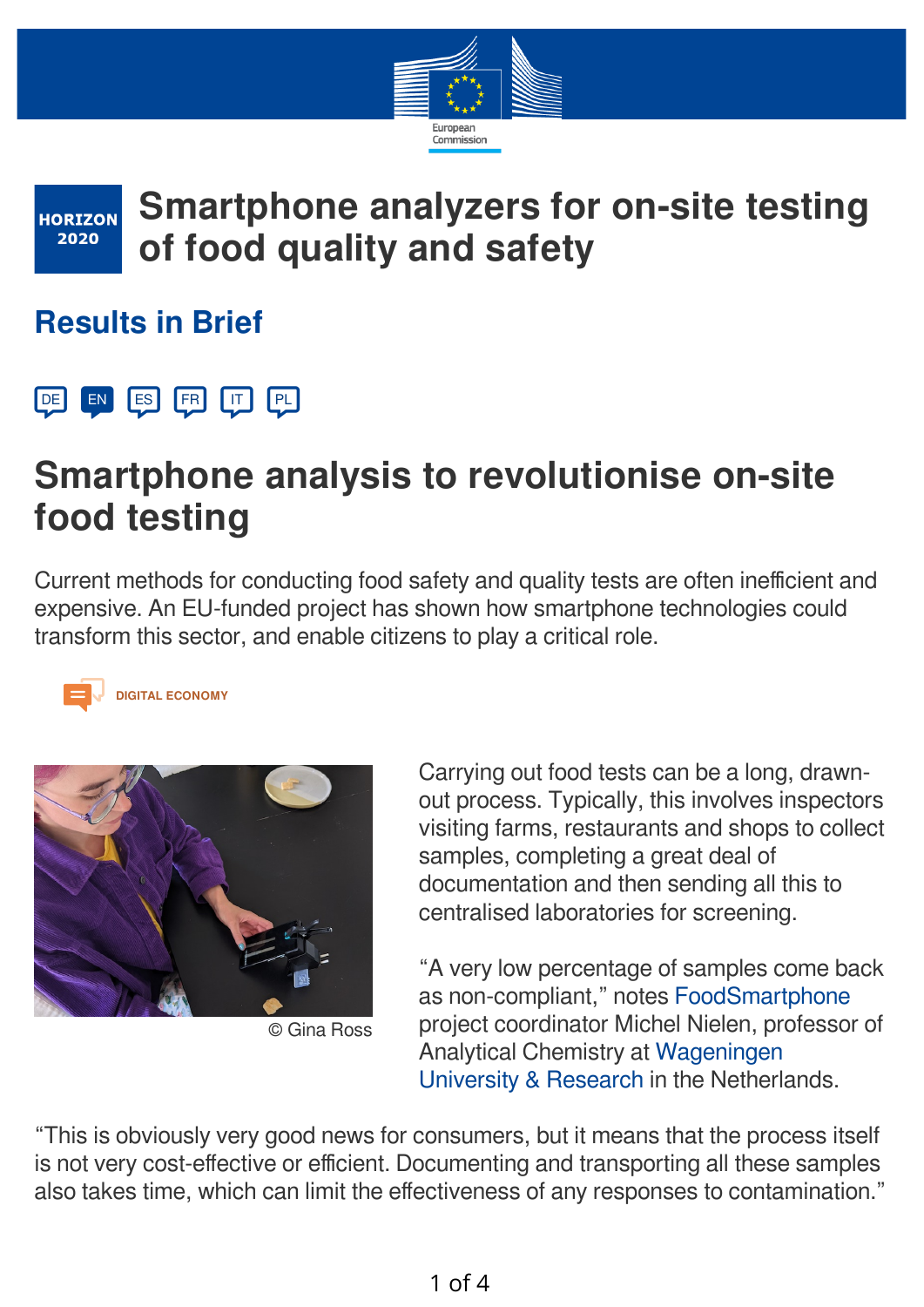HORIZON 2020

# Smartphone analyzers for on-site testing of food quality and safety

## Results in Brief

DE EN ES FR IT PL

# Smartphone analysis to revolutionise on-site food testing

Current methods for conducting food safety and quality tests are often inefficient and expensive. An EU-funded project has shown how smartphone technologies could transform this sector, and enable citizens to play a critical role.

DIGITAL ECONOMY

© Gina Ross

Carrying out food tests can be a long, drawn-out process. Typically, this involves inspectors visiting farms, restaurants and shops to collect samples, completing a great deal of documentation and then sending all this to centralised laboratories for screening.

“A very low percentage of samples come back as non-compliant,” notes FoodSmartphone project coordinator Michel Nielen, professor of Analytical Chemistry at Wageningen University & Research in the Netherlands.

“This is obviously very good news for consumers, but it means that the process itself is not very cost-effective or efficient. Documenting and transporting all these samples also takes time, which can limit the effectiveness of any responses to contamination.”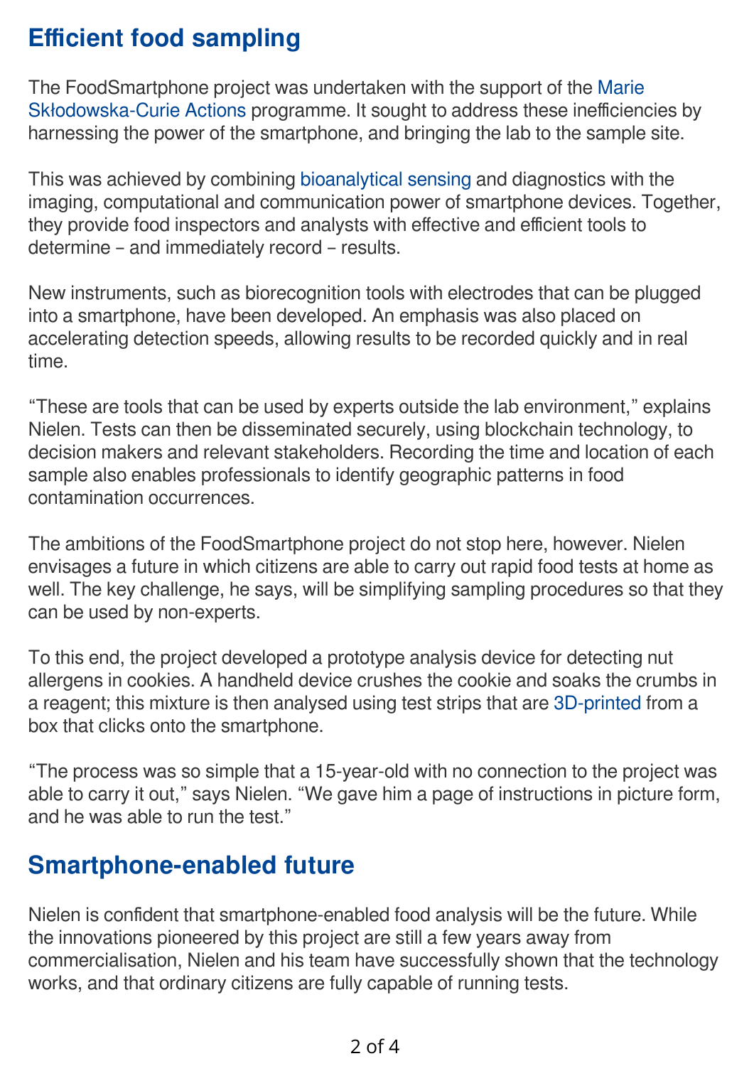## Efficient food sampling

The FoodSmartphone project was undertaken with the support of the Marie Skłodowska-Curie Actions programme. It sought to address these inefficiencies by harnessing the power of the smartphone, and bringing the lab to the sample site.

This was achieved by combining bioanalytical sensing and diagnostics with the imaging, computational and communication power of smartphone devices. Together, they provide food inspectors and analysts with effective and efficient tools to determine – and immediately record – results.

New instruments, such as biorecognition tools with electrodes that can be plugged into a smartphone, have been developed. An emphasis was also placed on accelerating detection speeds, allowing results to be recorded quickly and in real time.

"These are tools that can be used by experts outside the lab environment," explains Nielen. Tests can then be disseminated securely, using blockchain technology, to decision makers and relevant stakeholders. Recording the time and location of each sample also enables professionals to identify geographic patterns in food contamination occurrences.

The ambitions of the FoodSmartphone project do not stop here, however. Nielen envisages a future in which citizens are able to carry out rapid food tests at home as well. The key challenge, he says, will be simplifying sampling procedures so that they can be used by non-experts.

To this end, the project developed a prototype analysis device for detecting nut allergens in cookies. A handheld device crushes the cookie and soaks the crumbs in a reagent; this mixture is then analysed using test strips that are 3D-printed from a box that clicks onto the smartphone.

"The process was so simple that a 15-year-old with no connection to the project was able to carry it out," says Nielen. "We gave him a page of instructions in picture form, and he was able to run the test."

## Smartphone-enabled future

Nielen is confident that smartphone-enabled food analysis will be the future. While the innovations pioneered by this project are still a few years away from commercialisation, Nielen and his team have successfully shown that the technology works, and that ordinary citizens are fully capable of running tests.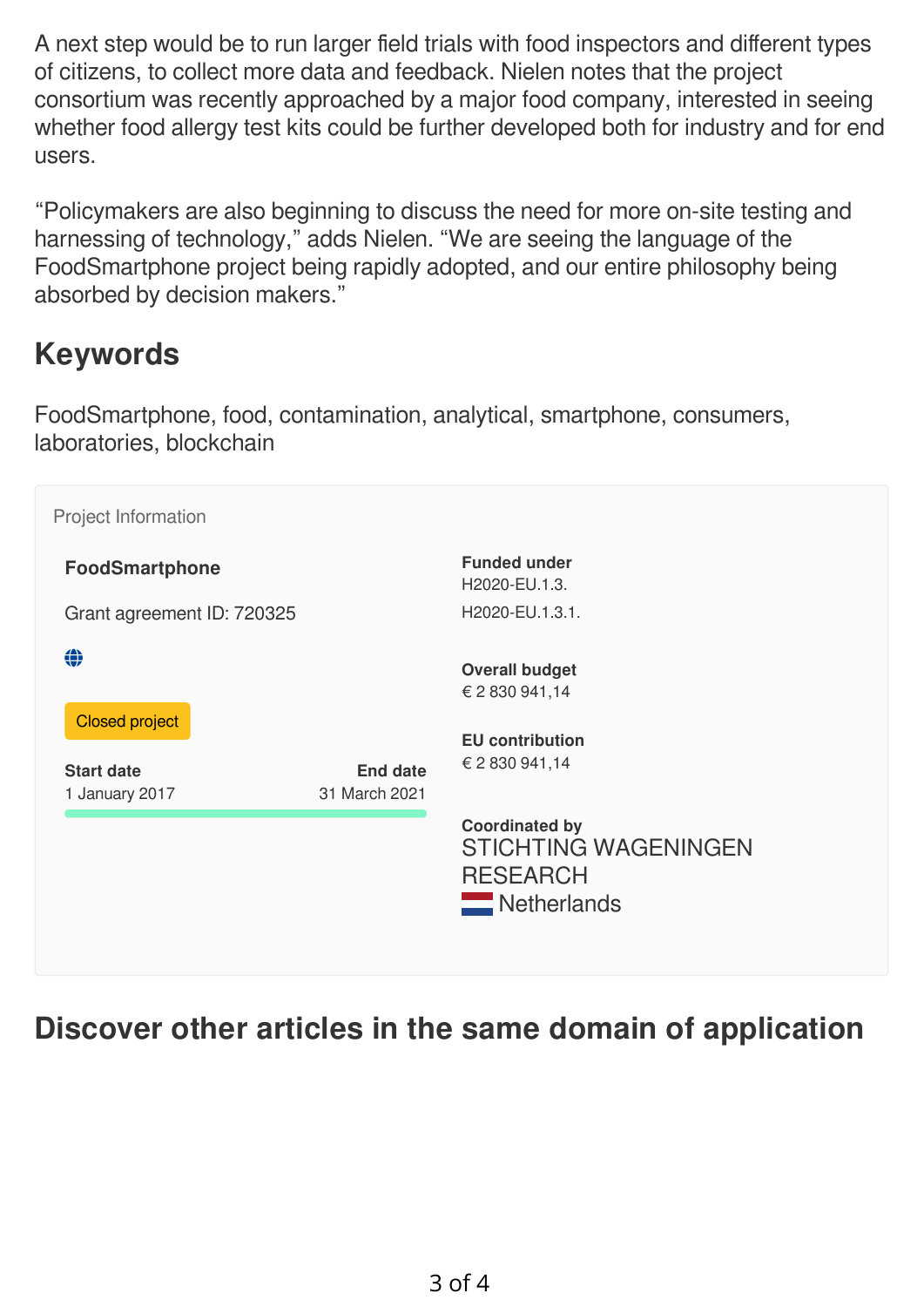A next step would be to run larger field trials with food inspectors and different types of citizens, to collect more data and feedback. Nielen notes that the project consortium was recently approached by a major food company, interested in seeing whether food allergy test kits could be further developed both for industry and for end users.

“Policymakers are also beginning to discuss the need for more on-site testing and harnessing of technology,” adds Nielen. “We are seeing the language of the FoodSmartphone project being rapidly adopted, and our entire philosophy being absorbed by decision makers.”

## Keywords

FoodSmartphone, food, contamination, analytical, smartphone, consumers, laboratories, blockchain

Project Information

**FoodSmartphone**

Grant agreement ID: 720325

Closed project

**Start date**
1 January 2017

**End date**
31 March 2021

**Funded under**
H2020-EU.1.3.
H2020-EU.1.3.1.

**Overall budget**
€ 2 830 941,14

**EU contribution**
€ 2 830 941,14

**Coordinated by**
STICHTING WAGENINGEN RESEARCH
Netherlands

## Discover other articles in the same domain of application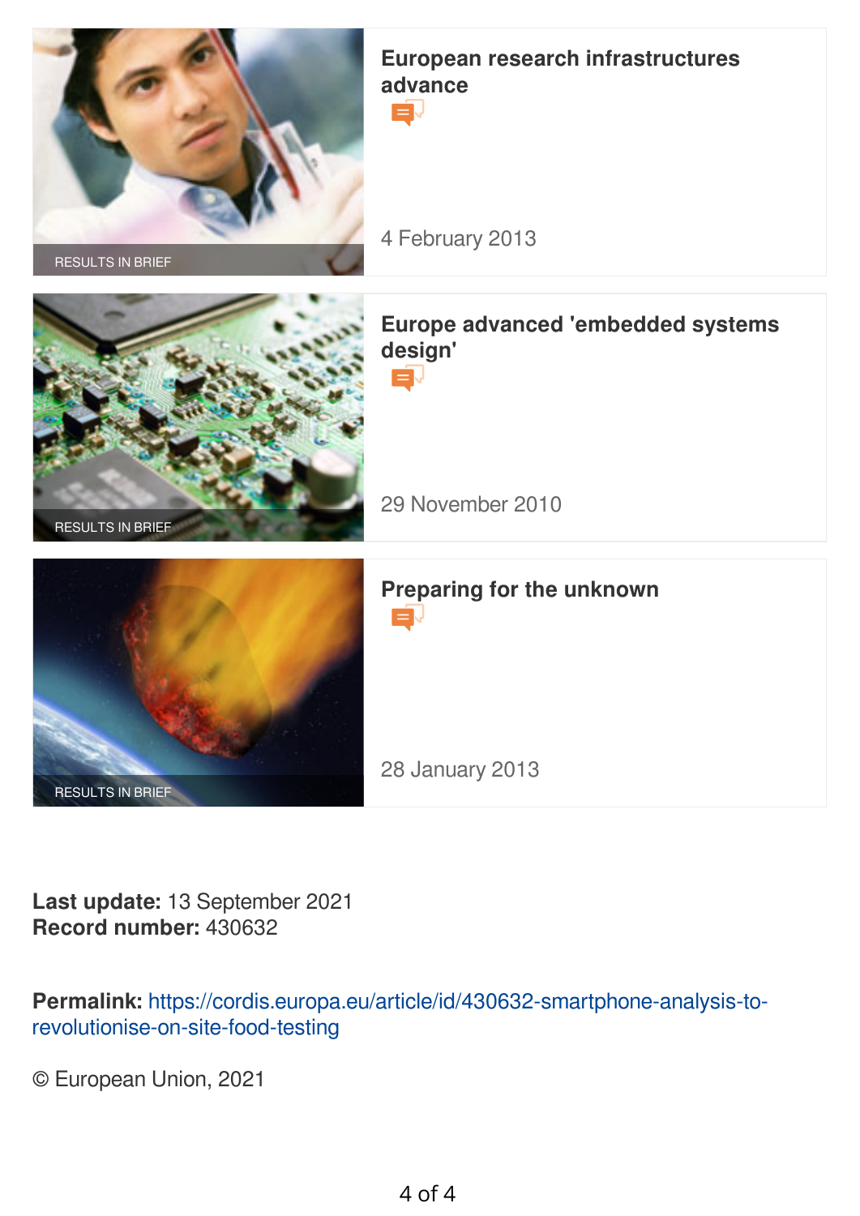RESULTS IN BRIEF

**European research infrastructures advance**

4 February 2013

RESULTS IN BRIEF

**Europe advanced 'embedded systems design'**

29 November 2010

RESULTS IN BRIEF

**Preparing for the unknown**

28 January 2013

**Last update:** 13 September 2021
**Record number:** 430632

**Permalink:** https://cordis.europa.eu/article/id/430632-smartphone-analysis-to-revolutionise-on-site-food-testing

© European Union, 2021